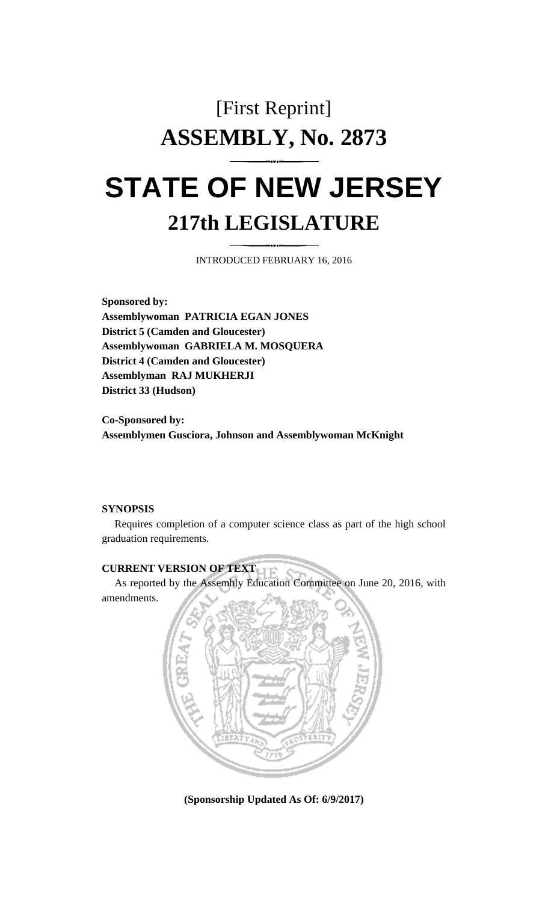# [First Reprint]
# ASSEMBLY, No. 2873

# STATE OF NEW JERSEY
## 217th LEGISLATURE

INTRODUCED FEBRUARY 16, 2016

**Sponsored by:**
**Assemblywoman PATRICIA EGAN JONES**
**District 5 (Camden and Gloucester)**
**Assemblywoman GABRIELA M. MOSQUERA**
**District 4 (Camden and Gloucester)**
**Assemblyman RAJ MUKHERJI**
**District 33 (Hudson)**

**Co-Sponsored by:**
**Assemblymen Gusciora, Johnson and Assemblywoman McKnight**

**SYNOPSIS**

Requires completion of a computer science class as part of the high school graduation requirements.

**CURRENT VERSION OF TEXT**

As reported by the Assembly Education Committee on June 20, 2016, with amendments.

**(Sponsorship Updated As Of: 6/9/2017)**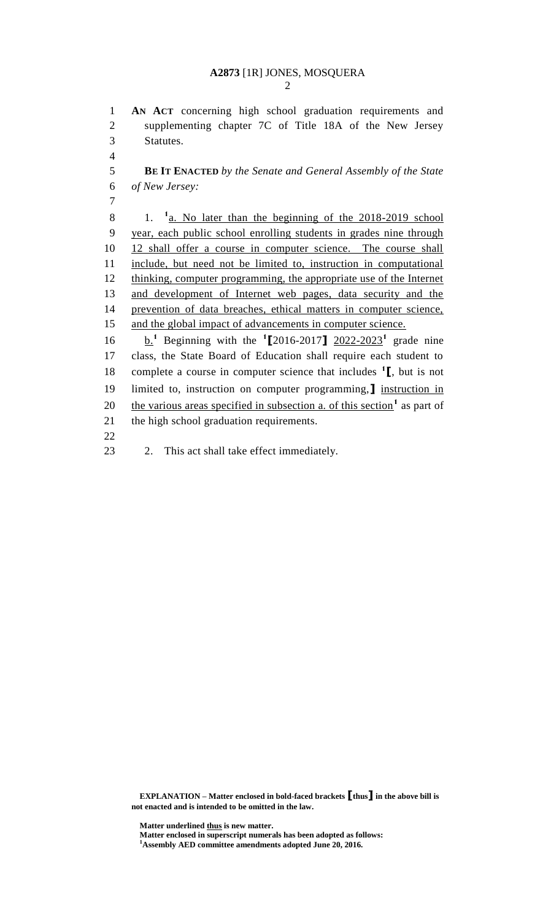**AN ACT** concerning high school graduation requirements and supplementing chapter 7C of Title 18A of the New Jersey Statutes.

**BE IT ENACTED** *by the Senate and General Assembly of the State of New Jersey:*

1. [1]a. No later than the beginning of the 2018-2019 school year, each public school enrolling students in grades nine through 12 shall offer a course in computer science. The course shall include, but need not be limited to, instruction in computational thinking, computer programming, the appropriate use of the Internet and development of Internet web pages, data security and the prevention of data breaches, ethical matters in computer science, and the global impact of advancements in computer science.

b.[1] Beginning with the [1]**[**2016-2017**]** 2022-2023[1] grade nine class, the State Board of Education shall require each student to complete a course in computer science that includes [1]**[**, but is not limited to, instruction on computer programming,**]** instruction in the various areas specified in subsection a. of this section[1] as part of the high school graduation requirements.

2. This act shall take effect immediately.

**EXPLANATION – Matter enclosed in bold-faced brackets [thus] in the above bill is not enacted and is intended to be omitted in the law.**

**Matter underlined thus is new matter.**
**Matter enclosed in superscript numerals has been adopted as follows:**
**[1]Assembly AED committee amendments adopted June 20, 2016.**